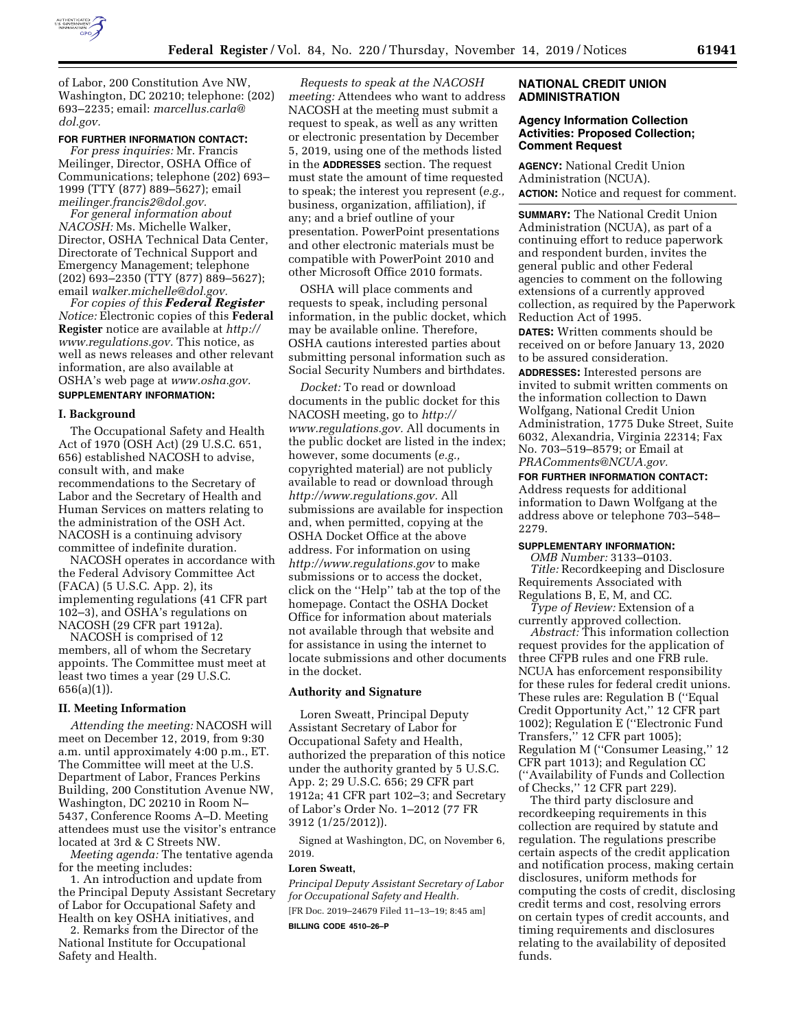of Labor, 200 Constitution Ave NW, Washington, DC 20210; telephone: (202) 693–2235; email: *marcellus.carla@dol.gov.*

**FOR FURTHER INFORMATION CONTACT:**

*For press inquiries:* Mr. Francis Meilinger, Director, OSHA Office of Communications; telephone (202) 693–1999 (TTY (877) 889–5627); email *meilinger.francis2@dol.gov.*

*For general information about NACOSH:* Ms. Michelle Walker, Director, OSHA Technical Data Center, Directorate of Technical Support and Emergency Management; telephone (202) 693–2350 (TTY (877) 889–5627); email *walker.michelle@dol.gov.*

*For copies of this* ***Federal Register*** *Notice:* Electronic copies of this **Federal Register** notice are available at *http://www.regulations.gov.* This notice, as well as news releases and other relevant information, are also available at OSHA's web page at *www.osha.gov.*

**SUPPLEMENTARY INFORMATION:**

**I. Background**

The Occupational Safety and Health Act of 1970 (OSH Act) (29 U.S.C. 651, 656) established NACOSH to advise, consult with, and make recommendations to the Secretary of Labor and the Secretary of Health and Human Services on matters relating to the administration of the OSH Act. NACOSH is a continuing advisory committee of indefinite duration.

NACOSH operates in accordance with the Federal Advisory Committee Act (FACA) (5 U.S.C. App. 2), its implementing regulations (41 CFR part 102–3), and OSHA's regulations on NACOSH (29 CFR part 1912a).

NACOSH is comprised of 12 members, all of whom the Secretary appoints. The Committee must meet at least two times a year (29 U.S.C. 656(a)(1)).

**II. Meeting Information**

*Attending the meeting:* NACOSH will meet on December 12, 2019, from 9:30 a.m. until approximately 4:00 p.m., ET. The Committee will meet at the U.S. Department of Labor, Frances Perkins Building, 200 Constitution Avenue NW, Washington, DC 20210 in Room N–5437, Conference Rooms A–D. Meeting attendees must use the visitor's entrance located at 3rd & C Streets NW.

*Meeting agenda:* The tentative agenda for the meeting includes:

1. An introduction and update from the Principal Deputy Assistant Secretary of Labor for Occupational Safety and Health on key OSHA initiatives, and

2. Remarks from the Director of the National Institute for Occupational Safety and Health.

*Requests to speak at the NACOSH meeting:* Attendees who want to address NACOSH at the meeting must submit a request to speak, as well as any written or electronic presentation by December 5, 2019, using one of the methods listed in the **ADDRESSES** section. The request must state the amount of time requested to speak; the interest you represent (*e.g.,* business, organization, affiliation), if any; and a brief outline of your presentation. PowerPoint presentations and other electronic materials must be compatible with PowerPoint 2010 and other Microsoft Office 2010 formats.

OSHA will place comments and requests to speak, including personal information, in the public docket, which may be available online. Therefore, OSHA cautions interested parties about submitting personal information such as Social Security Numbers and birthdates.

*Docket:* To read or download documents in the public docket for this NACOSH meeting, go to *http://www.regulations.gov.* All documents in the public docket are listed in the index; however, some documents (*e.g.,* copyrighted material) are not publicly available to read or download through *http://www.regulations.gov.* All submissions are available for inspection and, when permitted, copying at the OSHA Docket Office at the above address. For information on using *http://www.regulations.gov* to make submissions or to access the docket, click on the ''Help'' tab at the top of the homepage. Contact the OSHA Docket Office for information about materials not available through that website and for assistance in using the internet to locate submissions and other documents in the docket.

**Authority and Signature**

Loren Sweatt, Principal Deputy Assistant Secretary of Labor for Occupational Safety and Health, authorized the preparation of this notice under the authority granted by 5 U.S.C. App. 2; 29 U.S.C. 656; 29 CFR part 1912a; 41 CFR part 102–3; and Secretary of Labor's Order No. 1–2012 (77 FR 3912 (1/25/2012)).

Signed at Washington, DC, on November 6, 2019.

**Loren Sweatt,**

*Principal Deputy Assistant Secretary of Labor for Occupational Safety and Health.*

[FR Doc. 2019–24679 Filed 11–13–19; 8:45 am]

**BILLING CODE 4510–26–P**

## NATIONAL CREDIT UNION ADMINISTRATION

### Agency Information Collection Activities: Proposed Collection; Comment Request

**AGENCY:** National Credit Union Administration (NCUA).

**ACTION:** Notice and request for comment.

**SUMMARY:** The National Credit Union Administration (NCUA), as part of a continuing effort to reduce paperwork and respondent burden, invites the general public and other Federal agencies to comment on the following extensions of a currently approved collection, as required by the Paperwork Reduction Act of 1995.

**DATES:** Written comments should be received on or before January 13, 2020 to be assured consideration.

**ADDRESSES:** Interested persons are invited to submit written comments on the information collection to Dawn Wolfgang, National Credit Union Administration, 1775 Duke Street, Suite 6032, Alexandria, Virginia 22314; Fax No. 703–519–8579; or Email at *PRAComments@NCUA.gov.*

**FOR FURTHER INFORMATION CONTACT:** Address requests for additional information to Dawn Wolfgang at the address above or telephone 703–548–2279.

**SUPPLEMENTARY INFORMATION:**

*OMB Number:* 3133–0103.

*Title:* Recordkeeping and Disclosure Requirements Associated with Regulations B, E, M, and CC.

*Type of Review:* Extension of a currently approved collection.

*Abstract:* This information collection request provides for the application of three CFPB rules and one FRB rule. NCUA has enforcement responsibility for these rules for federal credit unions. These rules are: Regulation B (''Equal Credit Opportunity Act,'' 12 CFR part 1002); Regulation E (''Electronic Fund Transfers,'' 12 CFR part 1005); Regulation M (''Consumer Leasing,'' 12 CFR part 1013); and Regulation CC (''Availability of Funds and Collection of Checks,'' 12 CFR part 229).

The third party disclosure and recordkeeping requirements in this collection are required by statute and regulation. The regulations prescribe certain aspects of the credit application and notification process, making certain disclosures, uniform methods for computing the costs of credit, disclosing credit terms and cost, resolving errors on certain types of credit accounts, and timing requirements and disclosures relating to the availability of deposited funds.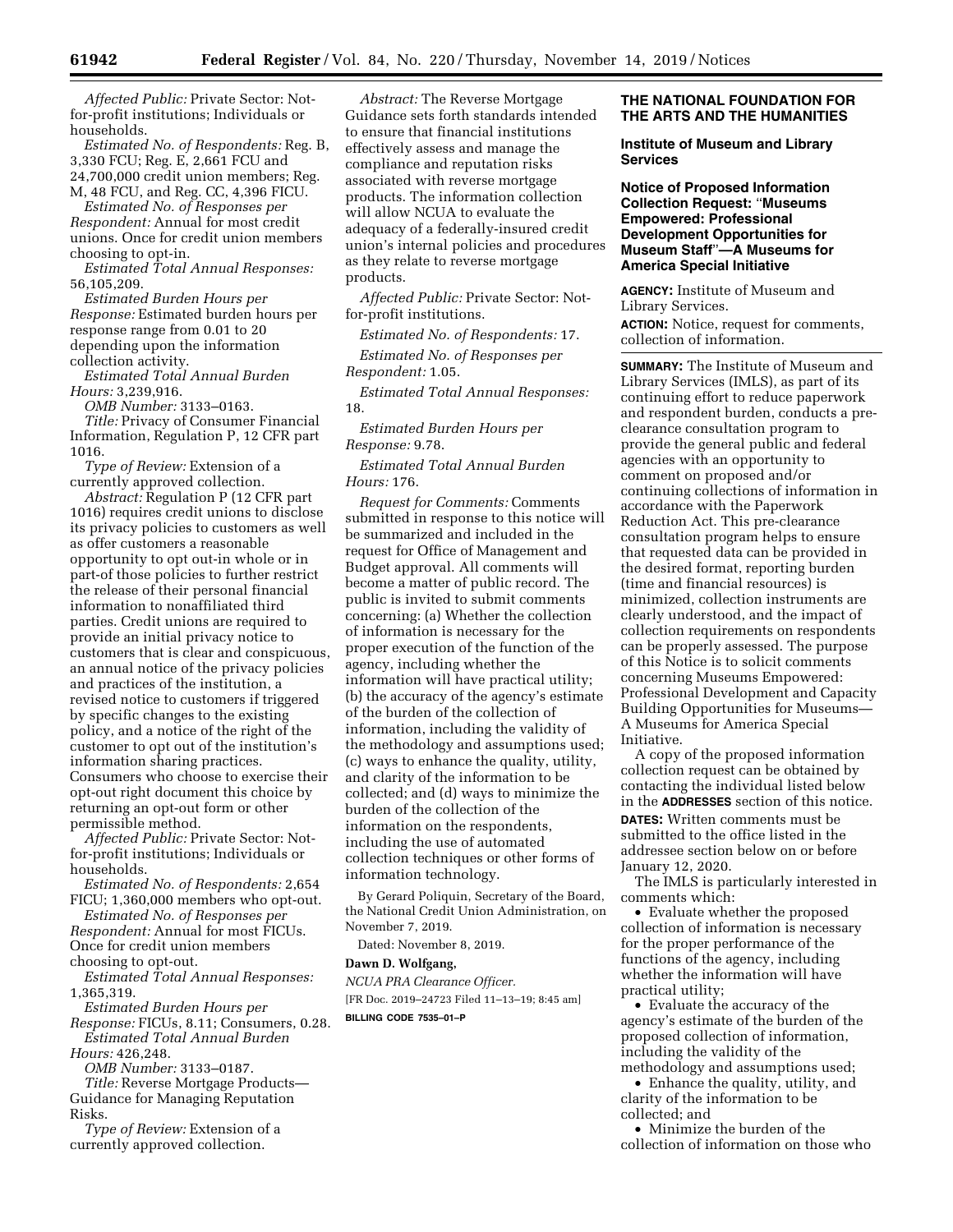*Affected Public:* Private Sector: Not-for-profit institutions; Individuals or households.

*Estimated No. of Respondents:* Reg. B, 3,330 FCU; Reg. E, 2,661 FCU and 24,700,000 credit union members; Reg. M, 48 FCU, and Reg. CC, 4,396 FICU.

*Estimated No. of Responses per Respondent:* Annual for most credit unions. Once for credit union members choosing to opt-in.

*Estimated Total Annual Responses:* 56,105,209.

*Estimated Burden Hours per Response:* Estimated burden hours per response range from 0.01 to 20 depending upon the information collection activity.

*Estimated Total Annual Burden Hours:* 3,239,916.

*OMB Number:* 3133–0163.

*Title:* Privacy of Consumer Financial Information, Regulation P, 12 CFR part 1016.

*Type of Review:* Extension of a currently approved collection.

*Abstract:* Regulation P (12 CFR part 1016) requires credit unions to disclose its privacy policies to customers as well as offer customers a reasonable opportunity to opt out-in whole or in part-of those policies to further restrict the release of their personal financial information to nonaffiliated third parties. Credit unions are required to provide an initial privacy notice to customers that is clear and conspicuous, an annual notice of the privacy policies and practices of the institution, a revised notice to customers if triggered by specific changes to the existing policy, and a notice of the right of the customer to opt out of the institution's information sharing practices. Consumers who choose to exercise their opt-out right document this choice by returning an opt-out form or other permissible method.

*Affected Public:* Private Sector: Not-for-profit institutions; Individuals or households.

*Estimated No. of Respondents:* 2,654 FICU; 1,360,000 members who opt-out.

*Estimated No. of Responses per Respondent:* Annual for most FICUs. Once for credit union members choosing to opt-out.

*Estimated Total Annual Responses:* 1,365,319.

*Estimated Burden Hours per Response:* FICUs, 8.11; Consumers, 0.28.

*Estimated Total Annual Burden Hours:* 426,248.

*OMB Number:* 3133–0187.

*Title:* Reverse Mortgage Products—Guidance for Managing Reputation Risks.

*Type of Review:* Extension of a currently approved collection.

*Abstract:* The Reverse Mortgage Guidance sets forth standards intended to ensure that financial institutions effectively assess and manage the compliance and reputation risks associated with reverse mortgage products. The information collection will allow NCUA to evaluate the adequacy of a federally-insured credit union's internal policies and procedures as they relate to reverse mortgage products.

*Affected Public:* Private Sector: Not-for-profit institutions.

*Estimated No. of Respondents:* 17.

*Estimated No. of Responses per Respondent:* 1.05.

*Estimated Total Annual Responses:* 18.

*Estimated Burden Hours per Response:* 9.78.

*Estimated Total Annual Burden Hours:* 176.

*Request for Comments:* Comments submitted in response to this notice will be summarized and included in the request for Office of Management and Budget approval. All comments will become a matter of public record. The public is invited to submit comments concerning: (a) Whether the collection of information is necessary for the proper execution of the function of the agency, including whether the information will have practical utility; (b) the accuracy of the agency's estimate of the burden of the collection of information, including the validity of the methodology and assumptions used; (c) ways to enhance the quality, utility, and clarity of the information to be collected; and (d) ways to minimize the burden of the collection of the information on the respondents, including the use of automated collection techniques or other forms of information technology.

By Gerard Poliquin, Secretary of the Board, the National Credit Union Administration, on November 7, 2019.

Dated: November 8, 2019.

**Dawn D. Wolfgang,**

*NCUA PRA Clearance Officer.*

[FR Doc. 2019–24723 Filed 11–13–19; 8:45 am]

**BILLING CODE 7535–01–P**

## THE NATIONAL FOUNDATION FOR THE ARTS AND THE HUMANITIES

### Institute of Museum and Library Services

### Notice of Proposed Information Collection Request: "Museums Empowered: Professional Development Opportunities for Museum Staff"—A Museums for America Special Initiative

**AGENCY:** Institute of Museum and Library Services.

**ACTION:** Notice, request for comments, collection of information.

**SUMMARY:** The Institute of Museum and Library Services (IMLS), as part of its continuing effort to reduce paperwork and respondent burden, conducts a pre-clearance consultation program to provide the general public and federal agencies with an opportunity to comment on proposed and/or continuing collections of information in accordance with the Paperwork Reduction Act. This pre-clearance consultation program helps to ensure that requested data can be provided in the desired format, reporting burden (time and financial resources) is minimized, collection instruments are clearly understood, and the impact of collection requirements on respondents can be properly assessed. The purpose of this Notice is to solicit comments concerning Museums Empowered: Professional Development and Capacity Building Opportunities for Museums—A Museums for America Special Initiative.

A copy of the proposed information collection request can be obtained by contacting the individual listed below in the **ADDRESSES** section of this notice.

**DATES:** Written comments must be submitted to the office listed in the addressee section below on or before January 12, 2020.

The IMLS is particularly interested in comments which:

- Evaluate whether the proposed collection of information is necessary for the proper performance of the functions of the agency, including whether the information will have practical utility;
- Evaluate the accuracy of the agency's estimate of the burden of the proposed collection of information, including the validity of the methodology and assumptions used;
- Enhance the quality, utility, and clarity of the information to be collected; and
- Minimize the burden of the collection of information on those who